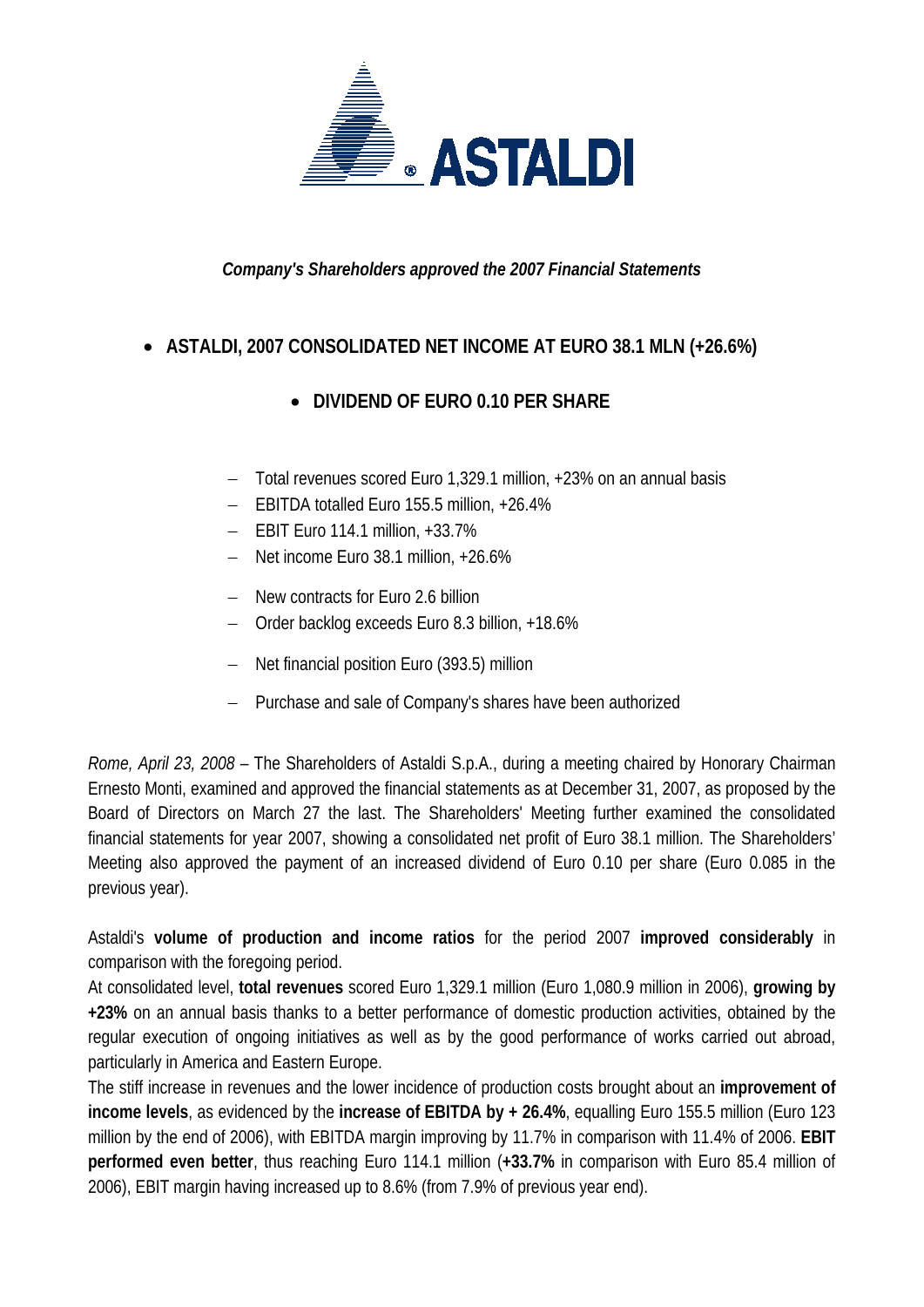ASTALDI

*Company's Shareholders approved the 2007 Financial Statements*

- **ASTALDI, 2007 CONSOLIDATED NET INCOME AT EURO 38.1 MLN (+26.6%)**

- **DIVIDEND OF EURO 0.10 PER SHARE**

- Total revenues scored Euro 1,329.1 million, +23% on an annual basis
- EBITDA totalled Euro 155.5 million, +26.4%
- EBIT Euro 114.1 million, +33.7%
- Net income Euro 38.1 million, +26.6%
- New contracts for Euro 2.6 billion
- Order backlog exceeds Euro 8.3 billion, +18.6%
- Net financial position Euro (393.5) million
- Purchase and sale of Company's shares have been authorized

*Rome, April 23, 2008* – The Shareholders of Astaldi S.p.A., during a meeting chaired by Honorary Chairman Ernesto Monti, examined and approved the financial statements as at December 31, 2007, as proposed by the Board of Directors on March 27 the last. The Shareholders' Meeting further examined the consolidated financial statements for year 2007, showing a consolidated net profit of Euro 38.1 million. The Shareholders' Meeting also approved the payment of an increased dividend of Euro 0.10 per share (Euro 0.085 in the previous year).

Astaldi's **volume of production and income ratios** for the period 2007 **improved considerably** in comparison with the foregoing period.

At consolidated level, **total revenues** scored Euro 1,329.1 million (Euro 1,080.9 million in 2006), **growing by +23%** on an annual basis thanks to a better performance of domestic production activities, obtained by the regular execution of ongoing initiatives as well as by the good performance of works carried out abroad, particularly in America and Eastern Europe.

The stiff increase in revenues and the lower incidence of production costs brought about an **improvement of income levels**, as evidenced by the **increase of EBITDA by + 26.4%**, equalling Euro 155.5 million (Euro 123 million by the end of 2006), with EBITDA margin improving by 11.7% in comparison with 11.4% of 2006. **EBIT performed even better**, thus reaching Euro 114.1 million (**+33.7%** in comparison with Euro 85.4 million of 2006), EBIT margin having increased up to 8.6% (from 7.9% of previous year end).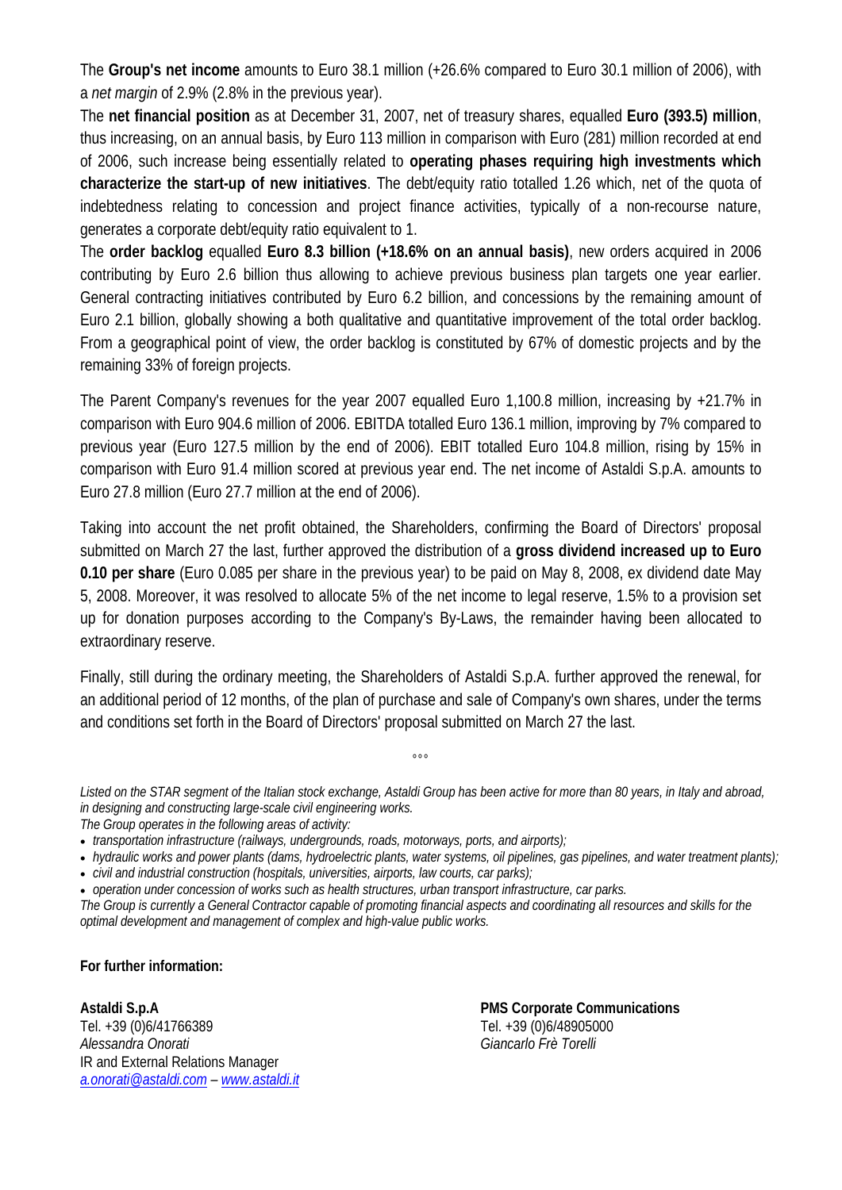The **Group's net income** amounts to Euro 38.1 million (+26.6% compared to Euro 30.1 million of 2006), with a *net margin* of 2.9% (2.8% in the previous year).
The **net financial position** as at December 31, 2007, net of treasury shares, equalled **Euro (393.5) million**, thus increasing, on an annual basis, by Euro 113 million in comparison with Euro (281) million recorded at end of 2006, such increase being essentially related to **operating phases requiring high investments which characterize the start-up of new initiatives**. The debt/equity ratio totalled 1.26 which, net of the quota of indebtedness relating to concession and project finance activities, typically of a non-recourse nature, generates a corporate debt/equity ratio equivalent to 1.
The **order backlog** equalled **Euro 8.3 billion (+18.6% on an annual basis)**, new orders acquired in 2006 contributing by Euro 2.6 billion thus allowing to achieve previous business plan targets one year earlier. General contracting initiatives contributed by Euro 6.2 billion, and concessions by the remaining amount of Euro 2.1 billion, globally showing a both qualitative and quantitative improvement of the total order backlog. From a geographical point of view, the order backlog is constituted by 67% of domestic projects and by the remaining 33% of foreign projects.

The Parent Company's revenues for the year 2007 equalled Euro 1,100.8 million, increasing by +21.7% in comparison with Euro 904.6 million of 2006. EBITDA totalled Euro 136.1 million, improving by 7% compared to previous year (Euro 127.5 million by the end of 2006). EBIT totalled Euro 104.8 million, rising by 15% in comparison with Euro 91.4 million scored at previous year end. The net income of Astaldi S.p.A. amounts to Euro 27.8 million (Euro 27.7 million at the end of 2006).

Taking into account the net profit obtained, the Shareholders, confirming the Board of Directors' proposal submitted on March 27 the last, further approved the distribution of a **gross dividend increased up to Euro 0.10 per share** (Euro 0.085 per share in the previous year) to be paid on May 8, 2008, ex dividend date May 5, 2008. Moreover, it was resolved to allocate 5% of the net income to legal reserve, 1.5% to a provision set up for donation purposes according to the Company's By-Laws, the remainder having been allocated to extraordinary reserve.

Finally, still during the ordinary meeting, the Shareholders of Astaldi S.p.A. further approved the renewal, for an additional period of 12 months, of the plan of purchase and sale of Company's own shares, under the terms and conditions set forth in the Board of Directors' proposal submitted on March 27 the last.

°°°

*Listed on the STAR segment of the Italian stock exchange, Astaldi Group has been active for more than 80 years, in Italy and abroad, in designing and constructing large-scale civil engineering works.*
*The Group operates in the following areas of activity:*

- *transportation infrastructure (railways, undergrounds, roads, motorways, ports, and airports);*
- *hydraulic works and power plants (dams, hydroelectric plants, water systems, oil pipelines, gas pipelines, and water treatment plants);*
- *civil and industrial construction (hospitals, universities, airports, law courts, car parks);*
- *operation under concession of works such as health structures, urban transport infrastructure, car parks.*

*The Group is currently a General Contractor capable of promoting financial aspects and coordinating all resources and skills for the optimal development and management of complex and high-value public works.*

**For further information:**

**Astaldi S.p.A**
Tel. +39 (0)6/41766389
*Alessandra Onorati*
IR and External Relations Manager
*a.onorati@astaldi.com* – *www.astaldi.it*

**PMS Corporate Communications**
Tel. +39 (0)6/48905000
*Giancarlo Frè Torelli*